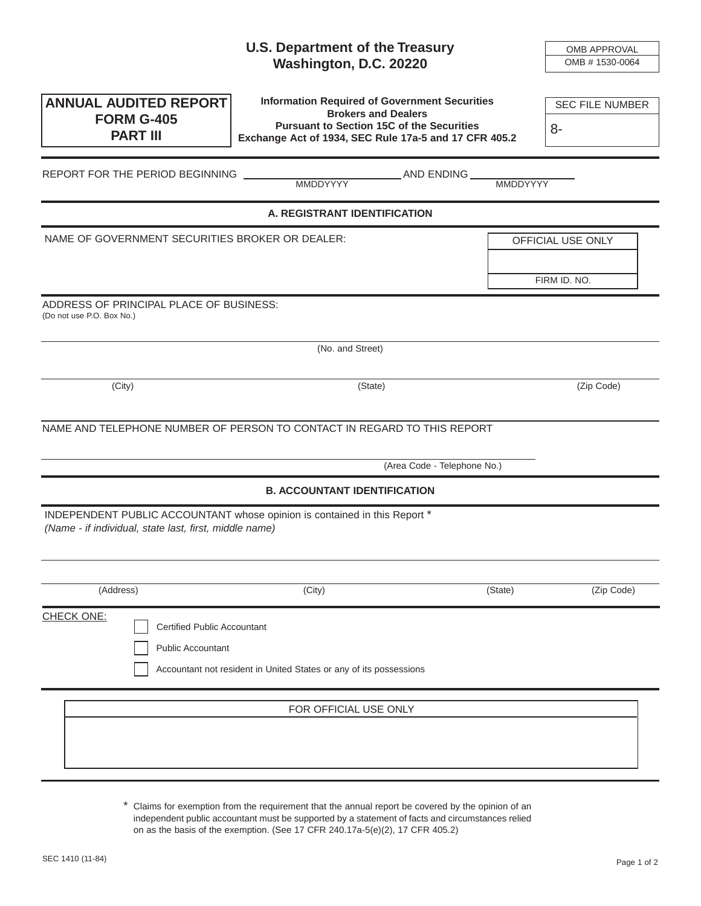**U.S. Department of the Treasury**
**Washington, D.C. 20220**

| OMB APPROVAL |
| --- |
| OMB # 1530-0064 |

# ANNUAL AUDITED REPORT FORM G-405 PART III

**Information Required of Government Securities Brokers and Dealers Pursuant to Section 15C of the Securities Exchange Act of 1934, SEC Rule 17a-5 and 17 CFR 405.2**

| SEC FILE NUMBER |
| --- |
| 8- |

REPORT FOR THE PERIOD BEGINNING ______________ AND ENDING ______________
MMDDYYYY MMDDYYYY

## A. REGISTRANT IDENTIFICATION

NAME OF GOVERNMENT SECURITIES BROKER OR DEALER:

| OFFICIAL USE ONLY |
| --- |
| |
| FIRM ID. NO. |

ADDRESS OF PRINCIPAL PLACE OF BUSINESS:
(Do not use P.O. Box No.)

______________________________
(No. and Street)

______________________________
(City) (State) (Zip Code)

NAME AND TELEPHONE NUMBER OF PERSON TO CONTACT IN REGARD TO THIS REPORT

______________________________
(Area Code - Telephone No.)

## B. ACCOUNTANT IDENTIFICATION

INDEPENDENT PUBLIC ACCOUNTANT whose opinion is contained in this Report *
*(Name - if individual, state last, first, middle name)*

______________________________
(Address) (City) (State) (Zip Code)

CHECK ONE:

- ☐ Certified Public Accountant
- ☐ Public Accountant
- ☐ Accountant not resident in United States or any of its possessions

| FOR OFFICIAL USE ONLY |
| --- |
| |

* Claims for exemption from the requirement that the annual report be covered by the opinion of an independent public accountant must be supported by a statement of facts and circumstances relied on as the basis of the exemption. (See 17 CFR 240.17a-5(e)(2), 17 CFR 405.2)

SEC 1410 (11-84)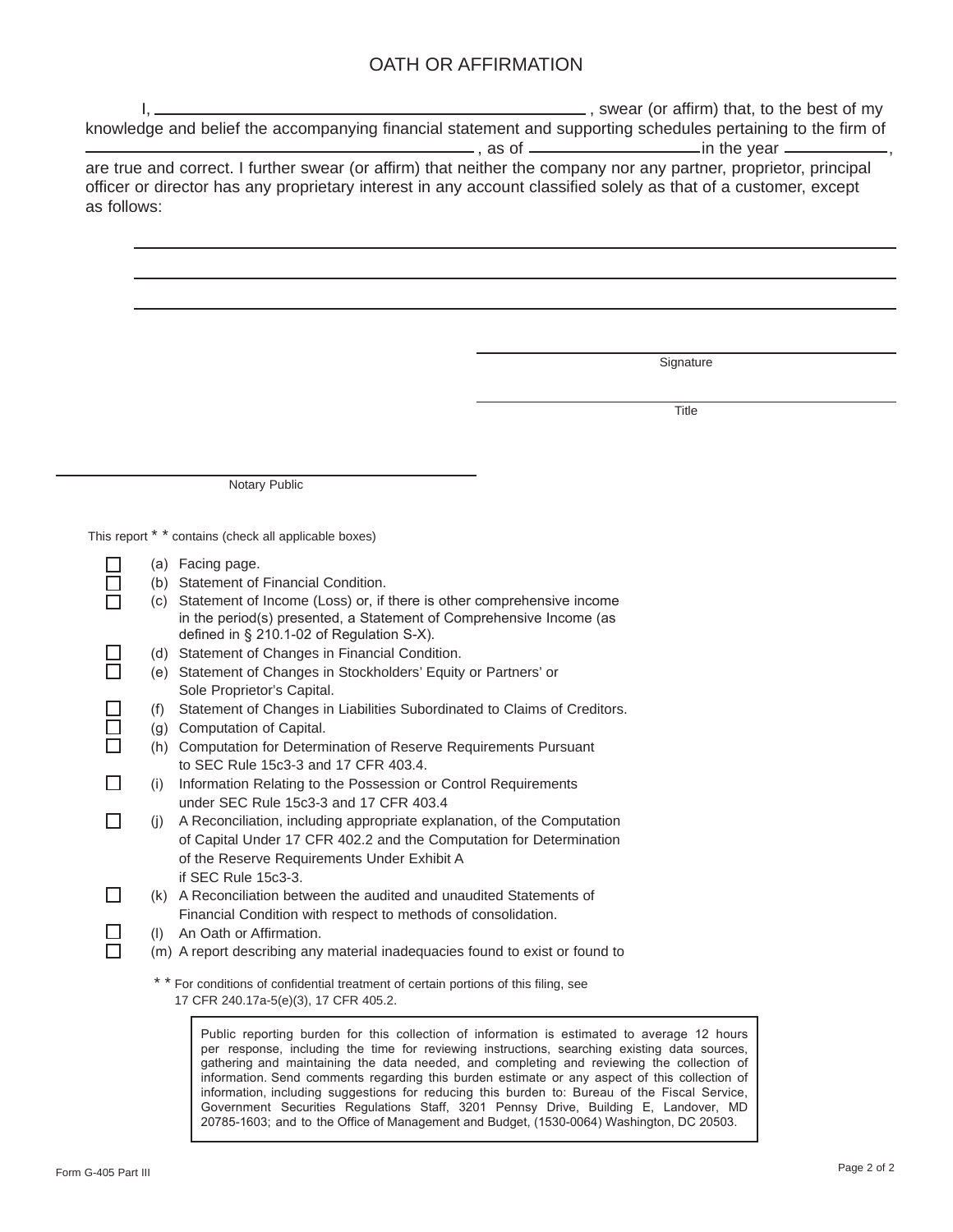# OATH OR AFFIRMATION

I, ______________________________, swear (or affirm) that, to the best of my knowledge and belief the accompanying financial statement and supporting schedules pertaining to the firm of ______________________________, as of ______________ in the year __________, are true and correct. I further swear (or affirm) that neither the company nor any partner, proprietor, principal officer or director has any proprietary interest in any account classified solely as that of a customer, except as follows:

______________________________________________________________

______________________________________________________________

______________________________________________________________

______________________________
Signature

______________________________
Title

______________________________
Notary Public

This report * * contains (check all applicable boxes)

- ☐ (a) Facing page.
- ☐ (b) Statement of Financial Condition.
- ☐ (c) Statement of Income (Loss) or, if there is other comprehensive income in the period(s) presented, a Statement of Comprehensive Income (as defined in § 210.1-02 of Regulation S-X).
- ☐ (d) Statement of Changes in Financial Condition.
- ☐ (e) Statement of Changes in Stockholders' Equity or Partners' or Sole Proprietor's Capital.
- ☐ (f) Statement of Changes in Liabilities Subordinated to Claims of Creditors.
- ☐ (g) Computation of Capital.
- ☐ (h) Computation for Determination of Reserve Requirements Pursuant to SEC Rule 15c3-3 and 17 CFR 403.4.
- ☐ (i) Information Relating to the Possession or Control Requirements under SEC Rule 15c3-3 and 17 CFR 403.4
- ☐ (j) A Reconciliation, including appropriate explanation, of the Computation of Capital Under 17 CFR 402.2 and the Computation for Determination of the Reserve Requirements Under Exhibit A if SEC Rule 15c3-3.
- ☐ (k) A Reconciliation between the audited and unaudited Statements of Financial Condition with respect to methods of consolidation.
- ☐ (l) An Oath or Affirmation.
- ☐ (m) A report describing any material inadequacies found to exist or found to

* * For conditions of confidential treatment of certain portions of this filing, see 17 CFR 240.17a-5(e)(3), 17 CFR 405.2.

Public reporting burden for this collection of information is estimated to average 12 hours per response, including the time for reviewing instructions, searching existing data sources, gathering and maintaining the data needed, and completing and reviewing the collection of information. Send comments regarding this burden estimate or any aspect of this collection of information, including suggestions for reducing this burden to: Bureau of the Fiscal Service, Government Securities Regulations Staff, 3201 Pennsy Drive, Building E, Landover, MD 20785-1603; and to the Office of Management and Budget, (1530-0064) Washington, DC 20503.

Form G-405 Part III